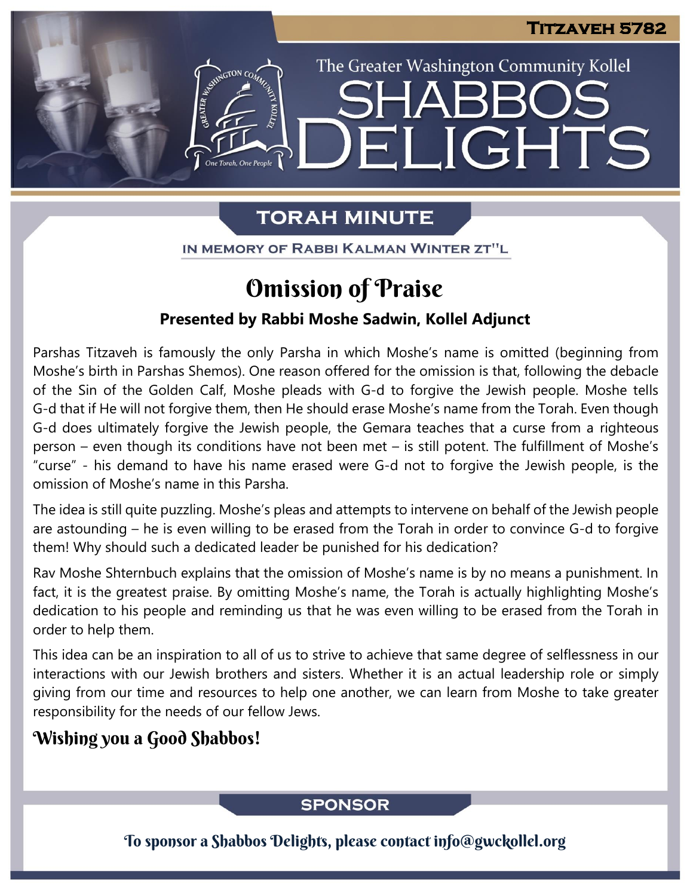# Titzaveh 5782

The Greater Washington Community Kollel

# Shabbos Delights

## Torah Minute

In Memory of Rabbi Kalman Winter zt"l

## Omission of Praise

**Presented by Rabbi Moshe Sadwin, Kollel Adjunct**

Parshas Titzaveh is famously the only Parsha in which Moshe's name is omitted (beginning from Moshe's birth in Parshas Shemos). One reason offered for the omission is that, following the debacle of the Sin of the Golden Calf, Moshe pleads with G-d to forgive the Jewish people. Moshe tells G-d that if He will not forgive them, then He should erase Moshe's name from the Torah. Even though G-d does ultimately forgive the Jewish people, the Gemara teaches that a curse from a righteous person – even though its conditions have not been met – is still potent. The fulfillment of Moshe's "curse" - his demand to have his name erased were G-d not to forgive the Jewish people, is the omission of Moshe's name in this Parsha.

The idea is still quite puzzling. Moshe's pleas and attempts to intervene on behalf of the Jewish people are astounding – he is even willing to be erased from the Torah in order to convince G-d to forgive them! Why should such a dedicated leader be punished for his dedication?

Rav Moshe Shternbuch explains that the omission of Moshe's name is by no means a punishment. In fact, it is the greatest praise. By omitting Moshe's name, the Torah is actually highlighting Moshe's dedication to his people and reminding us that he was even willing to be erased from the Torah in order to help them.

This idea can be an inspiration to all of us to strive to achieve that same degree of selflessness in our interactions with our Jewish brothers and sisters. Whether it is an actual leadership role or simply giving from our time and resources to help one another, we can learn from Moshe to take greater responsibility for the needs of our fellow Jews.

**Wishing you a Good Shabbos!**

## Sponsor

To sponsor a Shabbos Delights, please contact info@gwckollel.org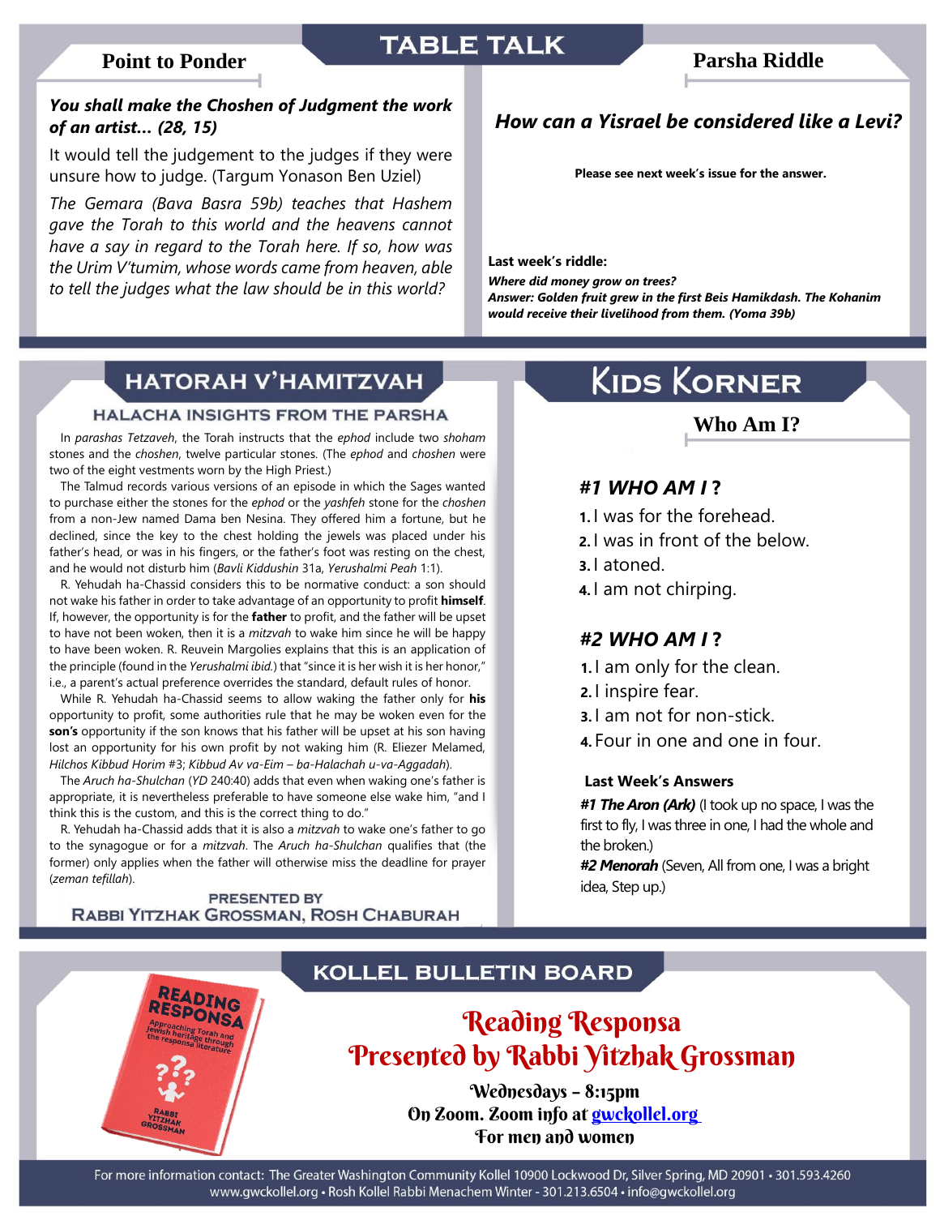# TABLE TALK

## Point to Ponder

***You shall make the Choshen of Judgment the work of an artist... (28, 15)***

It would tell the judgement to the judges if they were unsure how to judge. (Targum Yonason Ben Uziel)

*The Gemara (Bava Basra 59b) teaches that Hashem gave the Torah to this world and the heavens cannot have a say in regard to the Torah here. If so, how was the Urim V'tumim, whose words came from heaven, able to tell the judges what the law should be in this world?*

## Parsha Riddle

***How can a Yisrael be considered like a Levi?***

**Please see next week's issue for the answer.**

**Last week's riddle:**

***Where did money grow on trees?***

***Answer: Golden fruit grew in the first Beis Hamikdash. The Kohanim would receive their livelihood from them. (Yoma 39b)***

# HATORAH V'HAMITZVAH

## HALACHA INSIGHTS FROM THE PARSHA

In *parashas Tetzaveh*, the Torah instructs that the *ephod* include two *shoham* stones and the *choshen*, twelve particular stones. (The *ephod* and *choshen* were two of the eight vestments worn by the High Priest.)

The Talmud records various versions of an episode in which the Sages wanted to purchase either the stones for the *ephod* or the *yashfeh* stone for the *choshen* from a non-Jew named Dama ben Nesina. They offered him a fortune, but he declined, since the key to the chest holding the jewels was placed under his father's head, or was in his fingers, or the father's foot was resting on the chest, and he would not disturb him (*Bavli Kiddushin* 31a, *Yerushalmi Peah* 1:1).

R. Yehudah ha-Chassid considers this to be normative conduct: a son should not wake his father in order to take advantage of an opportunity to profit **himself**. If, however, the opportunity is for the **father** to profit, and the father will be upset to have not been woken, then it is a *mitzvah* to wake him since he will be happy to have been woken. R. Reuvein Margolies explains that this is an application of the principle (found in the *Yerushalmi ibid.*) that "since it is her wish it is her honor," i.e., a parent's actual preference overrides the standard, default rules of honor.

While R. Yehudah ha-Chassid seems to allow waking the father only for **his** opportunity to profit, some authorities rule that he may be woken even for the **son's** opportunity if the son knows that his father will be upset at his son having lost an opportunity for his own profit by not waking him (R. Eliezer Melamed, *Hilchos Kibbud Horim* #3; *Kibbud Av va-Eim – ba-Halachah u-va-Aggadah*).

The *Aruch ha-Shulchan* (*YD* 240:40) adds that even when waking one's father is appropriate, it is nevertheless preferable to have someone else wake him, "and I think this is the custom, and this is the correct thing to do."

R. Yehudah ha-Chassid adds that it is also a *mitzvah* to wake one's father to go to the synagogue or for a *mitzvah*. The *Aruch ha-Shulchan* qualifies that (the former) only applies when the father will otherwise miss the deadline for prayer (*zeman tefillah*).

PRESENTED BY
RABBI YITZHAK GROSSMAN, ROSH CHABURAH

# KIDS KORNER

## Who Am I?

### #1 WHO AM I ?

1. I was for the forehead.
2. I was in front of the below.
3. I atoned.
4. I am not chirping.

### #2 WHO AM I ?

1. I am only for the clean.
2. I inspire fear.
3. I am not for non-stick.
4. Four in one and one in four.

**Last Week's Answers**

***#1 The Aron (Ark)*** (I took up no space, I was the first to fly, I was three in one, I had the whole and the broken.)

***#2 Menorah*** (Seven, All from one, I was a bright idea, Step up.)

# KOLLEL BULLETIN BOARD

## Reading Responsa
## Presented by Rabbi Yitzhak Grossman

**Wednesdays – 8:15pm**

**On Zoom. Zoom info at gwckollel.org**

**For men and women**

For more information contact: The Greater Washington Community Kollel 10900 Lockwood Dr, Silver Spring, MD 20901 • 301.593.4260
www.gwckollel.org • Rosh Kollel Rabbi Menachem Winter - 301.213.6504 • info@gwckollel.org